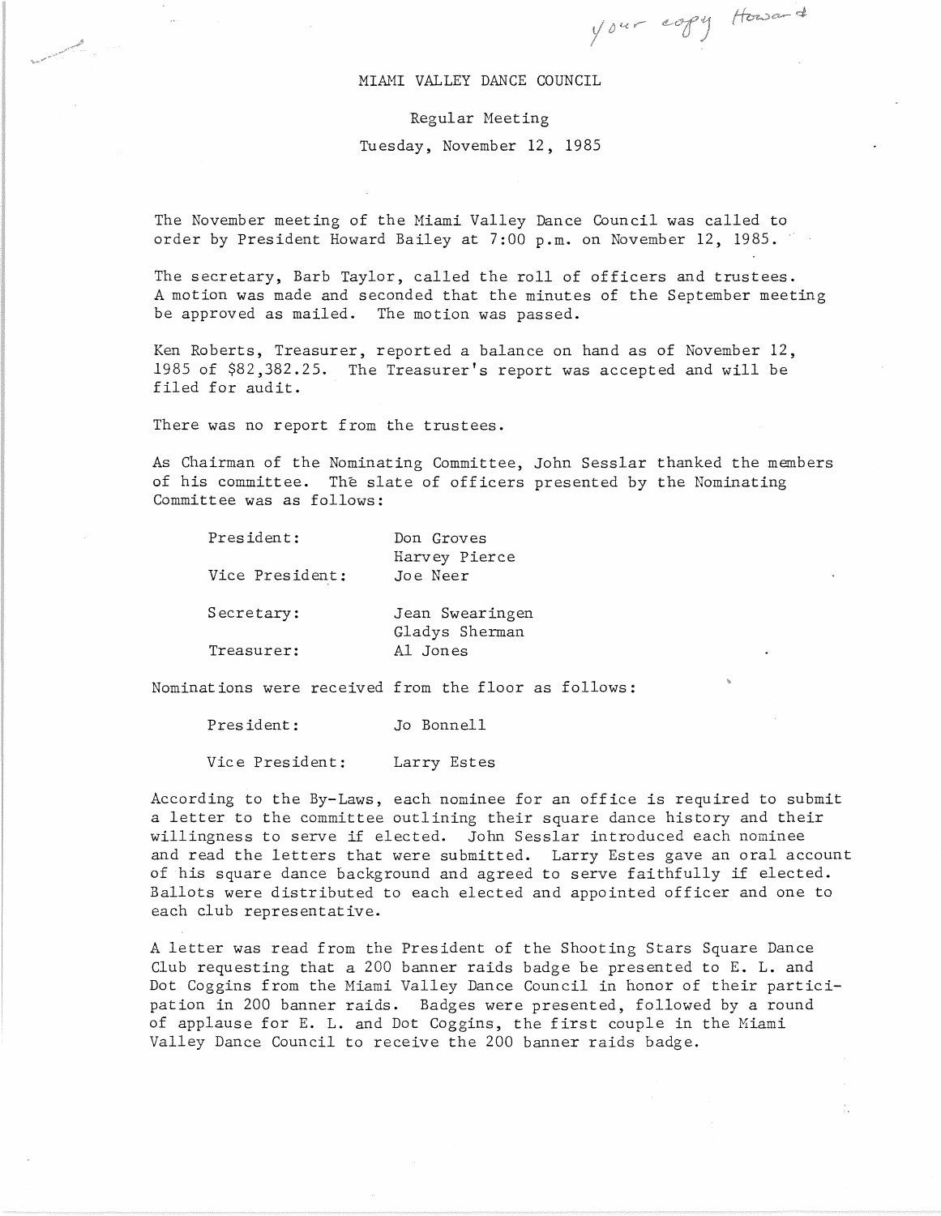your copy Howard

# MIAMI VALLEY DANCE COUNCIL

Regular Meeting

Tuesday, November 12, 1985

The November meeting of the Miami Valley Dance Council was called to order by President Howard Bailey at 7:00 p.m. on November 12, 1985.

The secretary, Barb Taylor, called the roll of officers and trustees. A motion was made and seconded that the minutes of the September meeting be approved as mailed. The motion was passed.

Ken Roberts, Treasurer, reported a balance on hand as of November 12, 1985 of $82,382.25. The Treasurer's report was accepted and will be filed for audit.

There was no report from the trustees.

As Chairman of the Nominating Committee, John Sesslar thanked the members of his committee. The slate of officers presented by the Nominating Committee was as follows:

| | |
|---|---|
| President: | Don Groves |
| | Harvey Pierce |
| Vice President: | Joe Neer |
| Secretary: | Jean Swearingen |
| | Gladys Sherman |
| Treasurer: | Al Jones |

Nominations were received from the floor as follows:

| | |
|---|---|
| President: | Jo Bonnell |
| Vice President: | Larry Estes |

According to the By-Laws, each nominee for an office is required to submit a letter to the committee outlining their square dance history and their willingness to serve if elected. John Sesslar introduced each nominee and read the letters that were submitted. Larry Estes gave an oral account of his square dance background and agreed to serve faithfully if elected. Ballots were distributed to each elected and appointed officer and one to each club representative.

A letter was read from the President of the Shooting Stars Square Dance Club requesting that a 200 banner raids badge be presented to E. L. and Dot Coggins from the Miami Valley Dance Council in honor of their participation in 200 banner raids. Badges were presented, followed by a round of applause for E. L. and Dot Coggins, the first couple in the Miami Valley Dance Council to receive the 200 banner raids badge.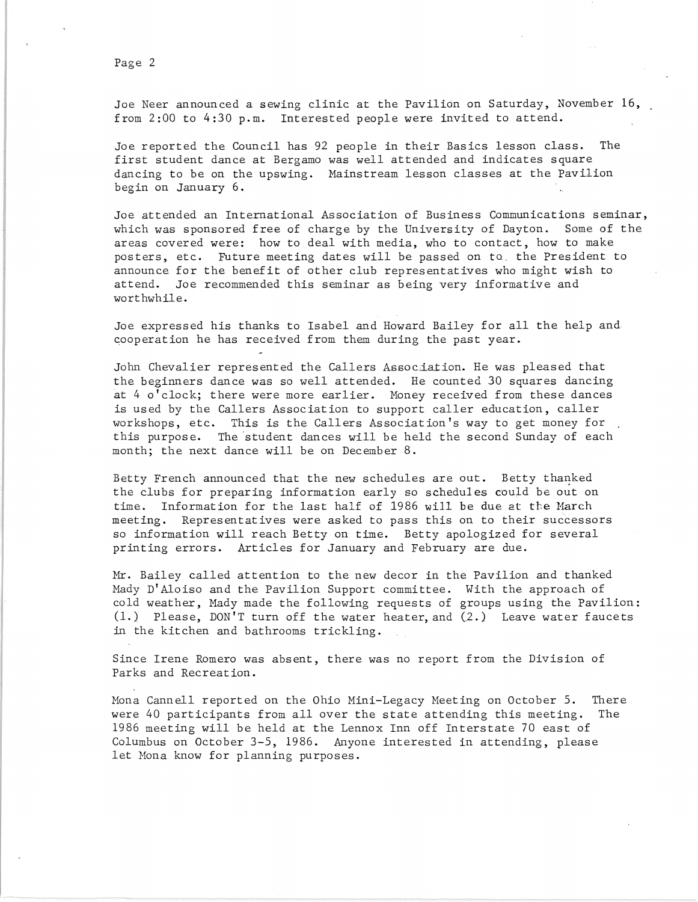Joe Neer announced a sewing clinic at the Pavilion on Saturday, November 16, from 2:00 to 4:30 p.m. Interested people were invited to attend.

Joe reported the Council has 92 people in their Basics lesson class. The first student dance at Bergamo was well attended and indicates square dancing to be on the upswing. Mainstream lesson classes at the Pavilion begin on January 6.

Joe attended an International Association of Business Communications seminar, which was sponsored free of charge by the University of Dayton. Some of the areas covered were: how to deal with media, who to contact, how to make posters, etc. Future meeting dates will be passed on to the President to announce for the benefit of other club representatives who might wish to attend. Joe recommended this seminar as being very informative and worthwhile.

Joe expressed his thanks to Isabel and Howard Bailey for all the help and cooperation he has received from them during the past year.

John Chevalier represented the Callers Association. He was pleased that the beginners dance was so well attended. He counted 30 squares dancing at 4 o'clock; there were more earlier. Money received from these dances is used by the Callers Association to support caller education, caller workshops, etc. This is the Callers Association's way to get money for this purpose. The student dances will be held the second Sunday of each month; the next dance will be on December 8.

Betty French announced that the new schedules are out. Betty thanked the clubs for preparing information early so schedules could be out on time. Information for the last half of 1986 will be due at the March meeting. Representatives were asked to pass this on to their successors so information will reach Betty on time. Betty apologized for several printing errors. Articles for January and February are due.

Mr. Bailey called attention to the new decor in the Pavilion and thanked Mady D'Aloiso and the Pavilion Support committee. With the approach of cold weather, Mady made the following requests of groups using the Pavilion: (1.) Please, DON'T turn off the water heater, and (2.) Leave water faucets in the kitchen and bathrooms trickling.

Since Irene Romero was absent, there was no report from the Division of Parks and Recreation.

Mona Cannell reported on the Ohio Mini-Legacy Meeting on October 5. There were 40 participants from all over the state attending this meeting. The 1986 meeting will be held at the Lennox Inn off Interstate 70 east of Columbus on October 3-5, 1986. Anyone interested in attending, please let Mona know for planning purposes.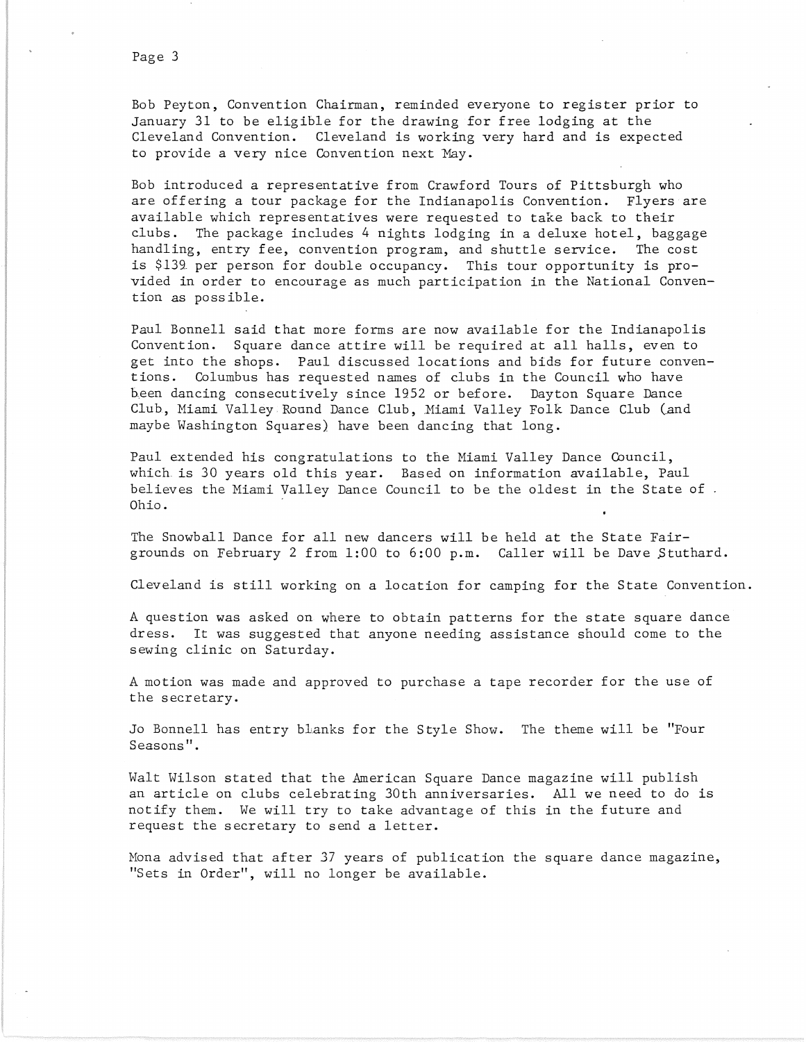Bob Peyton, Convention Chairman, reminded everyone to register prior to January 31 to be eligible for the drawing for free lodging at the Cleveland Convention. Cleveland is working very hard and is expected to provide a very nice Convention next May.

Bob introduced a representative from Crawford Tours of Pittsburgh who are offering a tour package for the Indianapolis Convention. Flyers are available which representatives were requested to take back to their clubs. The package includes 4 nights lodging in a deluxe hotel, baggage handling, entry fee, convention program, and shuttle service. The cost is $139 per person for double occupancy. This tour opportunity is provided in order to encourage as much participation in the National Convention as possible.

Paul Bonnell said that more forms are now available for the Indianapolis Convention. Square dance attire will be required at all halls, even to get into the shops. Paul discussed locations and bids for future conventions. Columbus has requested names of clubs in the Council who have been dancing consecutively since 1952 or before. Dayton Square Dance Club, Miami Valley Round Dance Club, Miami Valley Folk Dance Club (and maybe Washington Squares) have been dancing that long.

Paul extended his congratulations to the Miami Valley Dance Council, which is 30 years old this year. Based on information available, Paul believes the Miami Valley Dance Council to be the oldest in the State of Ohio.

The Snowball Dance for all new dancers will be held at the State Fairgrounds on February 2 from 1:00 to 6:00 p.m. Caller will be Dave Stuthard.

Cleveland is still working on a location for camping for the State Convention.

A question was asked on where to obtain patterns for the state square dance dress. It was suggested that anyone needing assistance should come to the sewing clinic on Saturday.

A motion was made and approved to purchase a tape recorder for the use of the secretary.

Jo Bonnell has entry blanks for the Style Show. The theme will be "Four Seasons".

Walt Wilson stated that the American Square Dance magazine will publish an article on clubs celebrating 30th anniversaries. All we need to do is notify them. We will try to take advantage of this in the future and request the secretary to send a letter.

Mona advised that after 37 years of publication the square dance magazine, "Sets in Order", will no longer be available.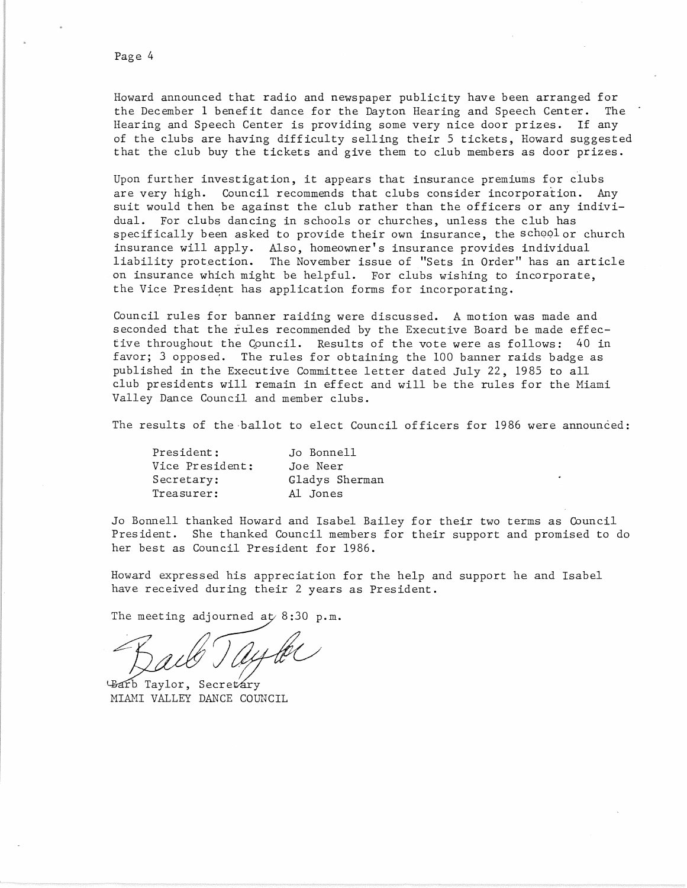Howard announced that radio and newspaper publicity have been arranged for the December 1 benefit dance for the Dayton Hearing and Speech Center. The Hearing and Speech Center is providing some very nice door prizes. If any of the clubs are having difficulty selling their 5 tickets, Howard suggested that the club buy the tickets and give them to club members as door prizes.

Upon further investigation, it appears that insurance premiums for clubs are very high. Council recommends that clubs consider incorporation. Any suit would then be against the club rather than the officers or any individual. For clubs dancing in schools or churches, unless the club has specifically been asked to provide their own insurance, the school or church insurance will apply. Also, homeowner's insurance provides individual liability protection. The November issue of "Sets in Order" has an article on insurance which might be helpful. For clubs wishing to incorporate, the Vice President has application forms for incorporating.

Council rules for banner raiding were discussed. A motion was made and seconded that the rules recommended by the Executive Board be made effective throughout the Council. Results of the vote were as follows: 40 in favor; 3 opposed. The rules for obtaining the 100 banner raids badge as published in the Executive Committee letter dated July 22, 1985 to all club presidents will remain in effect and will be the rules for the Miami Valley Dance Council and member clubs.

The results of the ballot to elect Council officers for 1986 were announced:

| | |
|---|---|
| President: | Jo Bonnell |
| Vice President: | Joe Neer |
| Secretary: | Gladys Sherman |
| Treasurer: | Al Jones |

Jo Bonnell thanked Howard and Isabel Bailey for their two terms as Council President. She thanked Council members for their support and promised to do her best as Council President for 1986.

Howard expressed his appreciation for the help and support he and Isabel have received during their 2 years as President.

The meeting adjourned at 8:30 p.m.

Barb Taylor

Barb Taylor, Secretary
MIAMI VALLEY DANCE COUNCIL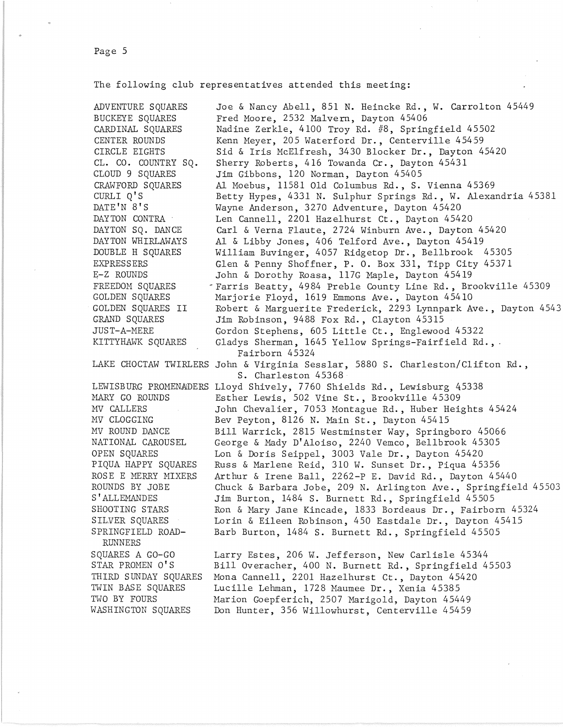The following club representatives attended this meeting:

| | |
|---|---|
| ADVENTURE SQUARES | Joe & Nancy Abell, 851 N. Heincke Rd., W. Carrolton 45449 |
| BUCKEYE SQUARES | Fred Moore, 2532 Malvern, Dayton 45406 |
| CARDINAL SQUARES | Nadine Zerkle, 4100 Troy Rd. #8, Springfield 45502 |
| CENTER ROUNDS | Kenn Meyer, 205 Waterford Dr., Centerville 45459 |
| CIRCLE EIGHTS | Sid & Iris McElfresh, 3430 Blocker Dr., Dayton 45420 |
| CL. CO. COUNTRY SQ. | Sherry Roberts, 416 Towanda Cr., Dayton 45431 |
| CLOUD 9 SQUARES | Jim Gibbons, 120 Norman, Dayton 45405 |
| CRAWFORD SQUARES | Al Moebus, 11581 Old Columbus Rd., S. Vienna 45369 |
| CURLI Q'S | Betty Hypes, 4331 N. Sulphur Springs Rd., W. Alexandria 45381 |
| DATE'N 8'S | Wayne Anderson, 3270 Adventure, Dayton 45420 |
| DAYTON CONTRA | Len Cannell, 2201 Hazelhurst Ct., Dayton 45420 |
| DAYTON SQ. DANCE | Carl & Verna Flaute, 2724 Winburn Ave., Dayton 45420 |
| DAYTON WHIRLAWAYS | Al & Libby Jones, 406 Telford Ave., Dayton 45419 |
| DOUBLE H SQUARES | William Buvinger, 4057 Ridgetop Dr., Bellbrook 45305 |
| EXPRESSERS | Glen & Penny Shoffner, P. O. Box 331, Tipp City 45371 |
| E-Z ROUNDS | John & Dorothy Roasa, 117G Maple, Dayton 45419 |
| FREEDOM SQUARES | Farris Beatty, 4984 Preble County Line Rd., Brookville 45309 |
| GOLDEN SQUARES | Marjorie Floyd, 1619 Emmons Ave., Dayton 45410 |
| GOLDEN SQUARES II | Robert & Marguerite Frederick, 2293 Lynnpark Ave., Dayton 4543 |
| GRAND SQUARES | Jim Robinson, 9488 Fox Rd., Clayton 45315 |
| JUST-A-MERE | Gordon Stephens, 605 Little Ct., Englewood 45322 |
| KITTYHAWK SQUARES | Gladys Sherman, 1645 Yellow Springs-Fairfield Rd., Fairborn 45324 |
| LAKE CHOCTAW TWIRLERS | John & Virginia Sesslar, 5880 S. Charleston/Clifton Rd., S. Charleston 45368 |
| LEWISBURG PROMENADERS | Lloyd Shively, 7760 Shields Rd., Lewisburg 45338 |
| MARY GO ROUNDS | Esther Lewis, 502 Vine St., Brookville 45309 |
| MV CALLERS | John Chevalier, 7053 Montague Rd., Huber Heights 45424 |
| MV CLOGGING | Bev Peyton, 8126 N. Main St., Dayton 45415 |
| MV ROUND DANCE | Bill Warrick, 2815 Westminster Way, Springboro 45066 |
| NATIONAL CAROUSEL | George & Mady D'Aloiso, 2240 Vemco, Bellbrook 45305 |
| OPEN SQUARES | Lon & Doris Seippel, 3003 Vale Dr., Dayton 45420 |
| PIQUA HAPPY SQUARES | Russ & Marlene Reid, 310 W. Sunset Dr., Piqua 45356 |
| ROSE E MERRY MIXERS | Arthur & Irene Ball, 2262-P E. David Rd., Dayton 45440 |
| ROUNDS BY JOBE | Chuck & Barbara Jobe, 209 N. Arlington Ave., Springfield 45503 |
| S'ALLEMANDES | Jim Burton, 1484 S. Burnett Rd., Springfield 45505 |
| SHOOTING STARS | Ron & Mary Jane Kincade, 1833 Bordeaus Dr., Fairborn 45324 |
| SILVER SQUARES | Lorin & Eileen Robinson, 450 Eastdale Dr., Dayton 45415 |
| SPRINGFIELD ROAD-RUNNERS | Barb Burton, 1484 S. Burnett Rd., Springfield 45505 |
| SQUARES A GO-GO | Larry Estes, 206 W. Jefferson, New Carlisle 45344 |
| STAR PROMEN O'S | Bill Overacher, 400 N. Burnett Rd., Springfield 45503 |
| THIRD SUNDAY SQUARES | Mona Cannell, 2201 Hazelhurst Ct., Dayton 45420 |
| TWIN BASE SQUARES | Lucille Lehman, 1728 Maumee Dr., Xenia 45385 |
| TWO BY FOURS | Marion Goepferich, 2507 Marigold, Dayton 45449 |
| WASHINGTON SQUARES | Don Hunter, 356 Willowhurst, Centerville 45459 |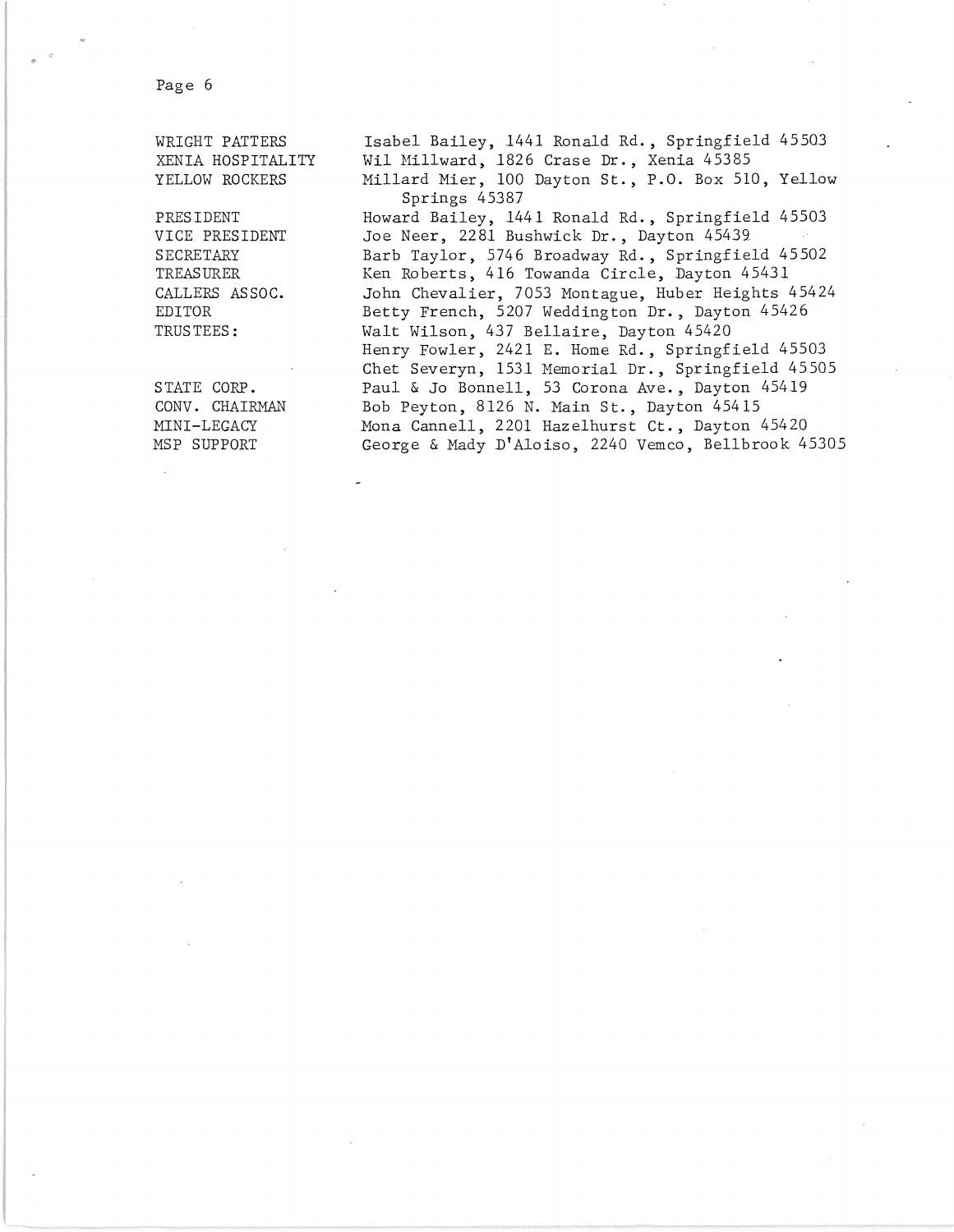| | |
|---|---|
| WRIGHT PATTERS | Isabel Bailey, 1441 Ronald Rd., Springfield 45503 |
| XENIA HOSPITALITY | Wil Millward, 1826 Crase Dr., Xenia 45385 |
| YELLOW ROCKERS | Millard Mier, 100 Dayton St., P.O. Box 510, Yellow Springs 45387 |
| PRESIDENT | Howard Bailey, 1441 Ronald Rd., Springfield 45503 |
| VICE PRESIDENT | Joe Neer, 2281 Bushwick Dr., Dayton 45439 |
| SECRETARY | Barb Taylor, 5746 Broadway Rd., Springfield 45502 |
| TREASURER | Ken Roberts, 416 Towanda Circle, Dayton 45431 |
| CALLERS ASSOC. | John Chevalier, 7053 Montague, Huber Heights 45424 |
| EDITOR | Betty French, 5207 Weddington Dr., Dayton 45426 |
| TRUSTEES: | Walt Wilson, 437 Bellaire, Dayton 45420 |
| | Henry Fowler, 2421 E. Home Rd., Springfield 45503 |
| | Chet Severyn, 1531 Memorial Dr., Springfield 45505 |
| STATE CORP. | Paul & Jo Bonnell, 53 Corona Ave., Dayton 45419 |
| CONV. CHAIRMAN | Bob Peyton, 8126 N. Main St., Dayton 45415 |
| MINI-LEGACY | Mona Cannell, 2201 Hazelhurst Ct., Dayton 45420 |
| MSP SUPPORT | George & Mady D'Aloiso, 2240 Vemco, Bellbrook 45305 |